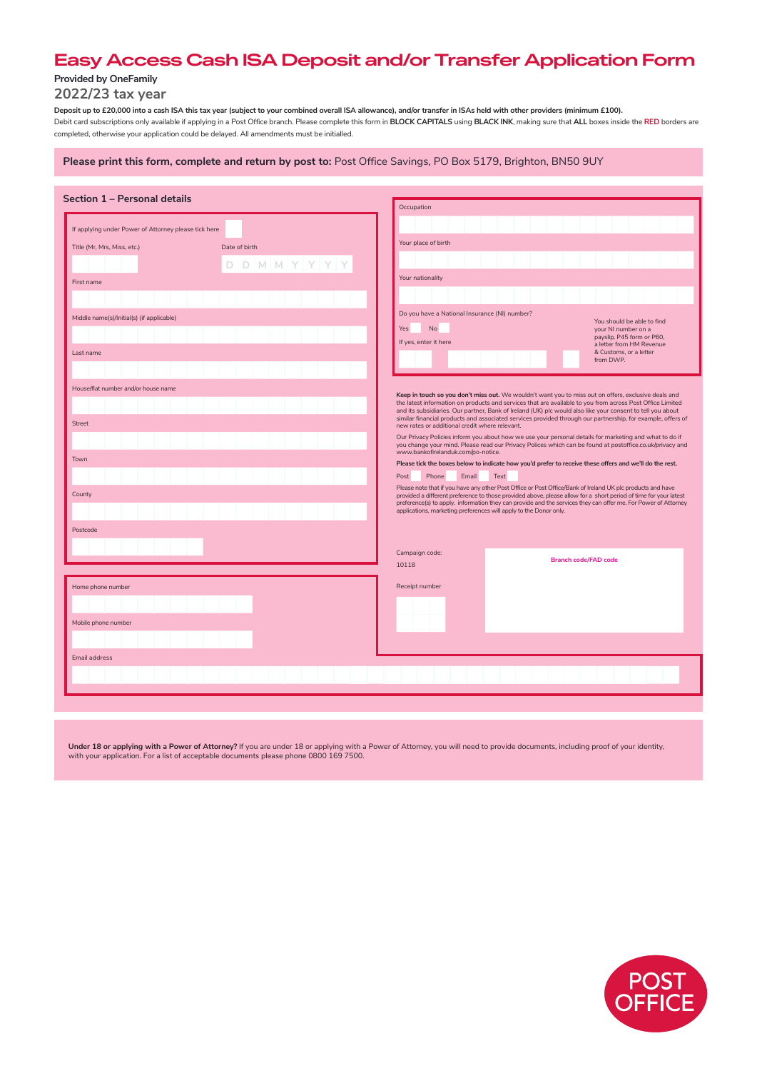# Easy Access Cash ISA Deposit and/or Transfer Application Form

**Provided by OneFamily**

## 2022/23 tax year

**Deposit up to £20,000 into a cash ISA this tax year (subject to your combined overall ISA allowance), and/or transfer in ISAs held with other providers (minimum £100).**

Debit card subscriptions only available if applying in a Post Office branch. Please complete this form in **BLOCK CAPITALS** using **BLACK INK**, making sure that **ALL** boxes inside the **RED** borders are completed, otherwise your application could be delayed. All amendments must be initialled.

**Please print this form, complete and return by post to:** Post Office Savings, PO Box 5179, Brighton, BN50 9UY

### Section 1 – Personal details

If applying under Power of Attorney please tick here

Title (Mr, Mrs, Miss, etc.)

Date of birth D D M M Y Y Y Y

First name

Middle name(s)/Initial(s) (if applicable)

Last name

House/flat number and/or house name

Street

Town

County

Postcode

Home phone number

Mobile phone number

Email address

Occupation

Your place of birth

Your nationality

Do you have a National Insurance (NI) number?

Yes No

If yes, enter it here

You should be able to find your NI number on a payslip, P45 form or P60, a letter from HM Revenue & Customs, or a letter from DWP.

**Keep in touch so you don't miss out.** We wouldn't want you to miss out on offers, exclusive deals and the latest information on products and services that are available to you from across Post Office Limited and its subsidiaries. Our partner, Bank of Ireland (UK) plc would also like your consent to tell you about similar financial products and associated services provided through our partnership, for example, offers of new rates or additional credit where relevant.

Our Privacy Policies inform you about how we use your personal details for marketing and what to do if you change your mind. Please read our Privacy Polices which can be found at postoffice.co.uk/privacy and www.bankofirelanduk.com/po-notice.

**Please tick the boxes below to indicate how you'd prefer to receive these offers and we'll do the rest.**

Post Phone Email Text

Please note that if you have any other Post Office or Post Office/Bank of Ireland UK plc products and have provided a different preference to those provided above, please allow for a short period of time for your latest preference(s) to apply. information they can provide and the services they can offer me. For Power of Attorney applications, marketing preferences will apply to the Donor only.

Campaign code: 10118

Branch code/FAD code

Receipt number

**Under 18 or applying with a Power of Attorney?** If you are under 18 or applying with a Power of Attorney, you will need to provide documents, including proof of your identity, with your application. For a list of acceptable documents please phone 0800 169 7500.

POST OFFICE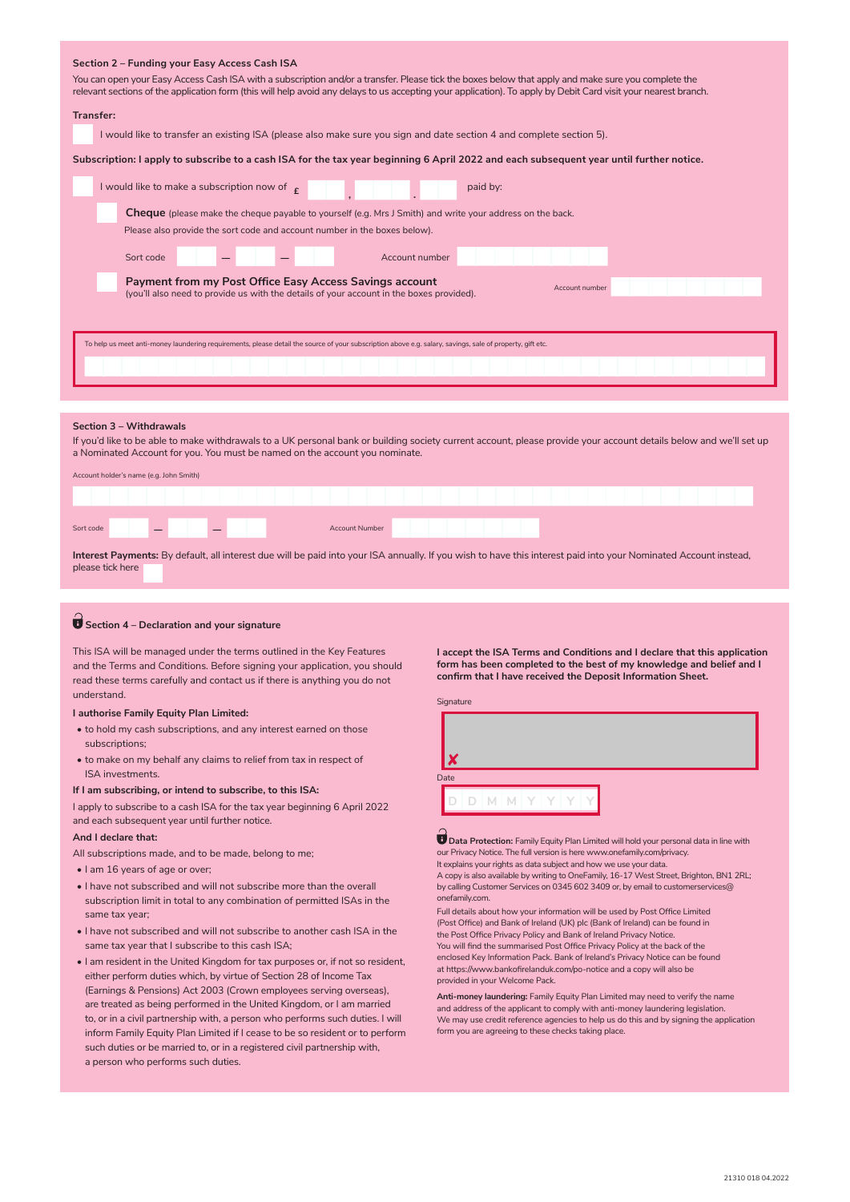## Section 2 – Funding your Easy Access Cash ISA

You can open your Easy Access Cash ISA with a subscription and/or a transfer. Please tick the boxes below that apply and make sure you complete the relevant sections of the application form (this will help avoid any delays to us accepting your application). To apply by Debit Card visit your nearest branch.

**Transfer:**

☐ I would like to transfer an existing ISA (please also make sure you sign and date section 4 and complete section 5).

**Subscription: I apply to subscribe to a cash ISA for the tax year beginning 6 April 2022 and each subsequent year until further notice.**

☐ I would like to make a subscription now of £ ___ , ___ . ___ paid by:

☐ **Cheque** (please make the cheque payable to yourself (e.g. Mrs J Smith) and write your address on the back. Please also provide the sort code and account number in the boxes below).

Sort code ___ – ___ – ___ Account number ___

☐ **Payment from my Post Office Easy Access Savings account** (you'll also need to provide us with the details of your account in the boxes provided). Account number ___

To help us meet anti-money laundering requirements, please detail the source of your subscription above e.g. salary, savings, sale of property, gift etc.

___

## Section 3 – Withdrawals

If you'd like to be able to make withdrawals to a UK personal bank or building society current account, please provide your account details below and we'll set up a Nominated Account for you. You must be named on the account you nominate.

Account holder's name (e.g. John Smith)

___

Sort code ___ – ___ – ___ Account Number ___

**Interest Payments:** By default, all interest due will be paid into your ISA annually. If you wish to have this interest paid into your Nominated Account instead, please tick here ☐

## Section 4 – Declaration and your signature

This ISA will be managed under the terms outlined in the Key Features and the Terms and Conditions. Before signing your application, you should read these terms carefully and contact us if there is anything you do not understand.

**I authorise Family Equity Plan Limited:**

- to hold my cash subscriptions, and any interest earned on those subscriptions;
- to make on my behalf any claims to relief from tax in respect of ISA investments.

**If I am subscribing, or intend to subscribe, to this ISA:**

I apply to subscribe to a cash ISA for the tax year beginning 6 April 2022 and each subsequent year until further notice.

**And I declare that:**

All subscriptions made, and to be made, belong to me;

- I am 16 years of age or over;
- I have not subscribed and will not subscribe more than the overall subscription limit in total to any combination of permitted ISAs in the same tax year;
- I have not subscribed and will not subscribe to another cash ISA in the same tax year that I subscribe to this cash ISA;
- I am resident in the United Kingdom for tax purposes or, if not so resident, either perform duties which, by virtue of Section 28 of Income Tax (Earnings & Pensions) Act 2003 (Crown employees serving overseas), are treated as being performed in the United Kingdom, or I am married to, or in a civil partnership with, a person who performs such duties. I will inform Family Equity Plan Limited if I cease to be so resident or to perform such duties or be married to, or in a registered civil partnership with, a person who performs such duties.

**I accept the ISA Terms and Conditions and I declare that this application form has been completed to the best of my knowledge and belief and I confirm that I have received the Deposit Information Sheet.**

Signature

✘ ___

Date

D D M M Y Y Y Y

**Data Protection:** Family Equity Plan Limited will hold your personal data in line with our Privacy Notice. The full version is here www.onefamily.com/privacy. It explains your rights as data subject and how we use your data. A copy is also available by writing to OneFamily, 16-17 West Street, Brighton, BN1 2RL; by calling Customer Services on 0345 602 3409 or, by email to customerservices@onefamily.com.

Full details about how your information will be used by Post Office Limited (Post Office) and Bank of Ireland (UK) plc (Bank of Ireland) can be found in the Post Office Privacy Policy and Bank of Ireland Privacy Notice. You will find the summarised Post Office Privacy Policy at the back of the enclosed Key Information Pack. Bank of Ireland's Privacy Notice can be found at https://www.bankofirelanduk.com/po-notice and a copy will also be provided in your Welcome Pack.

**Anti-money laundering:** Family Equity Plan Limited may need to verify the name and address of the applicant to comply with anti-money laundering legislation. We may use credit reference agencies to help us do this and by signing the application form you are agreeing to these checks taking place.

21310 018 04.2022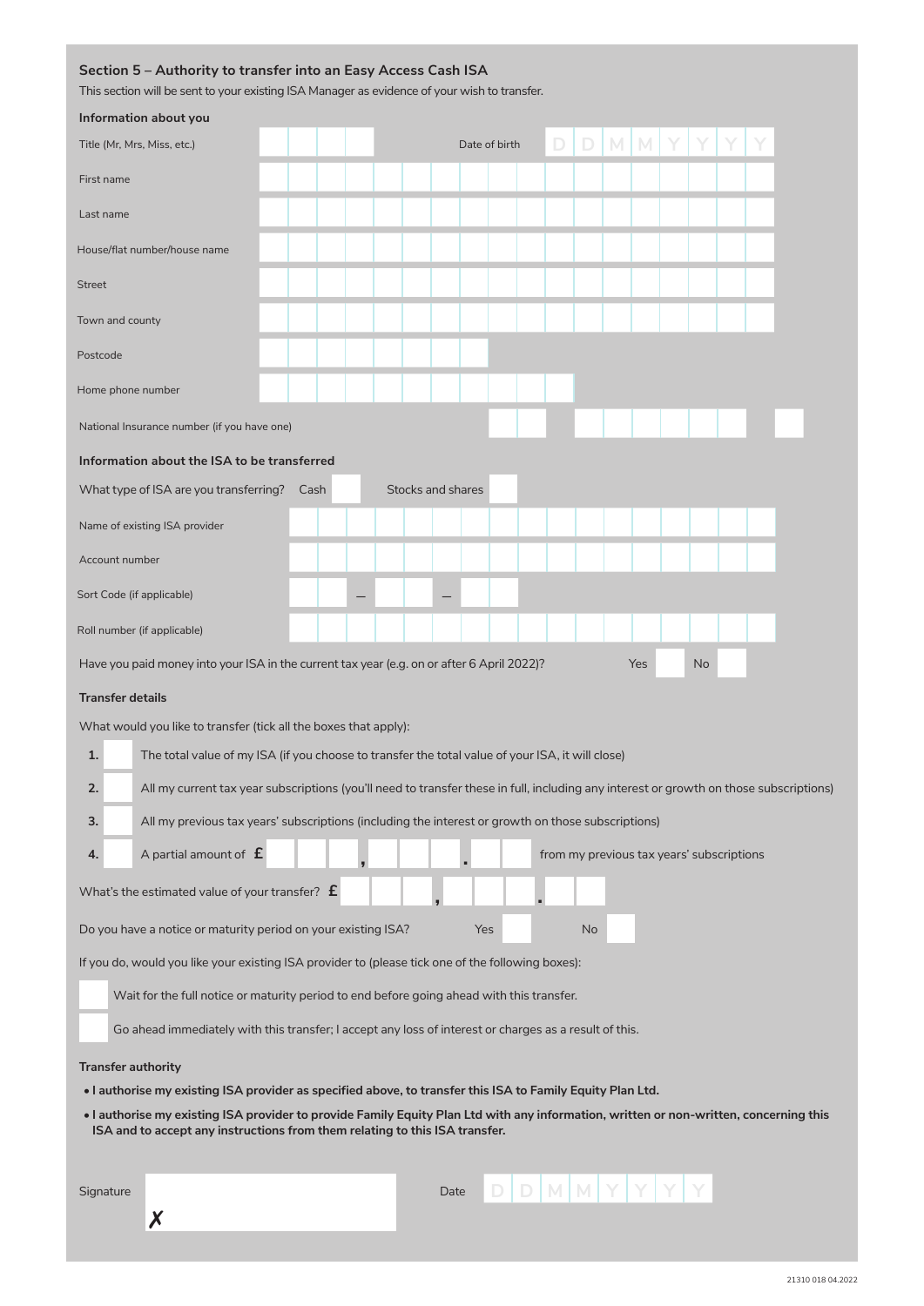## Section 5 – Authority to transfer into an Easy Access Cash ISA

This section will be sent to your existing ISA Manager as evidence of your wish to transfer.

### Information about you

Title (Mr, Mrs, Miss, etc.) | Date of birth D D M M Y Y Y Y

First name

Last name

House/flat number/house name

Street

Town and county

Postcode

Home phone number

National Insurance number (if you have one)

### Information about the ISA to be transferred

What type of ISA are you transferring? Cash ☐ Stocks and shares ☐

Name of existing ISA provider

Account number

Sort Code (if applicable) — —

Roll number (if applicable)

Have you paid money into your ISA in the current tax year (e.g. on or after 6 April 2022)? Yes ☐ No ☐

### Transfer details

What would you like to transfer (tick all the boxes that apply):

1. ☐ The total value of my ISA (if you choose to transfer the total value of your ISA, it will close)
2. ☐ All my current tax year subscriptions (you'll need to transfer these in full, including any interest or growth on those subscriptions)
3. ☐ All my previous tax years' subscriptions (including the interest or growth on those subscriptions)
4. ☐ A partial amount of £ , . from my previous tax years' subscriptions

What's the estimated value of your transfer? £ , .

Do you have a notice or maturity period on your existing ISA? Yes ☐ No ☐

If you do, would you like your existing ISA provider to (please tick one of the following boxes):

☐ Wait for the full notice or maturity period to end before going ahead with this transfer.

☐ Go ahead immediately with this transfer; I accept any loss of interest or charges as a result of this.

### Transfer authority

- **I authorise my existing ISA provider as specified above, to transfer this ISA to Family Equity Plan Ltd.**
- **I authorise my existing ISA provider to provide Family Equity Plan Ltd with any information, written or non-written, concerning this ISA and to accept any instructions from them relating to this ISA transfer.**

Signature ✗

Date D D M M Y Y Y Y

21310 018 04.2022